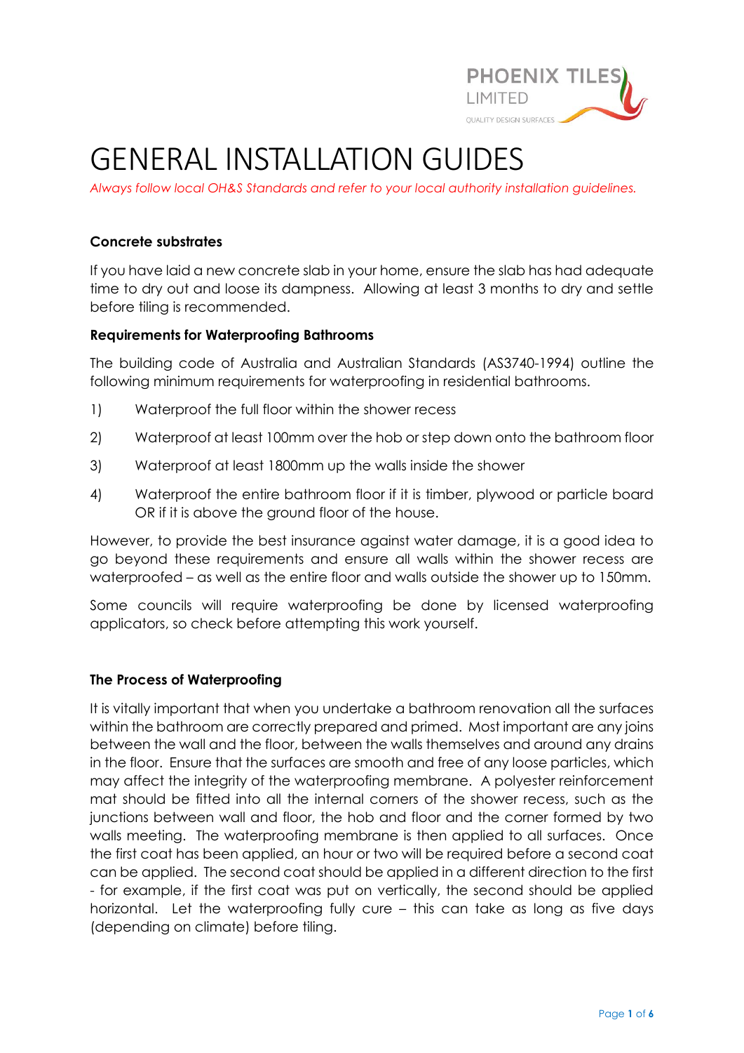PHOENIX TILES LIMITED

QUALITY DESIGN SURFACES

# GENERAL INSTALLATION GUIDES

*Always follow local OH&S Standards and refer to your local authority installation guidelines.*

### Concrete substrates

If you have laid a new concrete slab in your home, ensure the slab has had adequate time to dry out and loose its dampness. Allowing at least 3 months to dry and settle before tiling is recommended.

### Requirements for Waterproofing Bathrooms

The building code of Australia and Australian Standards (AS3740-1994) outline the following minimum requirements for waterproofing in residential bathrooms.

1) Waterproof the full floor within the shower recess
2) Waterproof at least 100mm over the hob or step down onto the bathroom floor
3) Waterproof at least 1800mm up the walls inside the shower
4) Waterproof the entire bathroom floor if it is timber, plywood or particle board OR if it is above the ground floor of the house.

However, to provide the best insurance against water damage, it is a good idea to go beyond these requirements and ensure all walls within the shower recess are waterproofed – as well as the entire floor and walls outside the shower up to 150mm.

Some councils will require waterproofing be done by licensed waterproofing applicators, so check before attempting this work yourself.

### The Process of Waterproofing

It is vitally important that when you undertake a bathroom renovation all the surfaces within the bathroom are correctly prepared and primed. Most important are any joins between the wall and the floor, between the walls themselves and around any drains in the floor. Ensure that the surfaces are smooth and free of any loose particles, which may affect the integrity of the waterproofing membrane. A polyester reinforcement mat should be fitted into all the internal corners of the shower recess, such as the junctions between wall and floor, the hob and floor and the corner formed by two walls meeting. The waterproofing membrane is then applied to all surfaces. Once the first coat has been applied, an hour or two will be required before a second coat can be applied. The second coat should be applied in a different direction to the first - for example, if the first coat was put on vertically, the second should be applied horizontal. Let the waterproofing fully cure – this can take as long as five days (depending on climate) before tiling.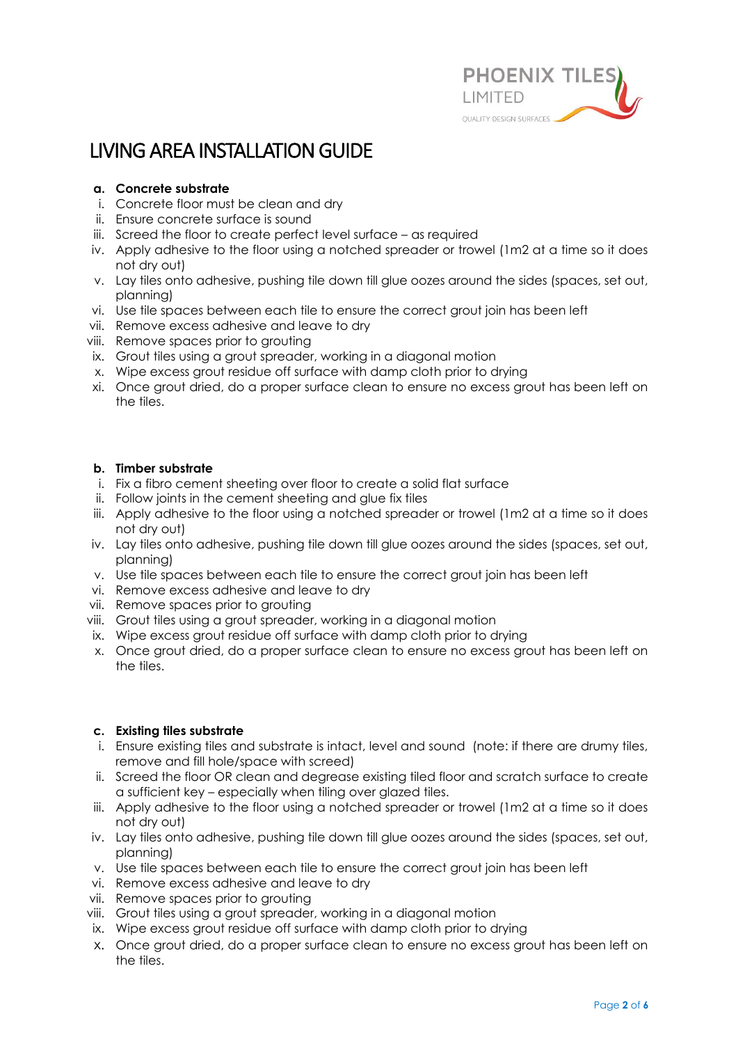# LIVING AREA INSTALLATION GUIDE

**a. Concrete substrate**

1. Concrete floor must be clean and dry
2. Ensure concrete surface is sound
3. Screed the floor to create perfect level surface – as required
4. Apply adhesive to the floor using a notched spreader or trowel (1m2 at a time so it does not dry out)
5. Lay tiles onto adhesive, pushing tile down till glue oozes around the sides (spaces, set out, planning)
6. Use tile spaces between each tile to ensure the correct grout join has been left
7. Remove excess adhesive and leave to dry
8. Remove spaces prior to grouting
9. Grout tiles using a grout spreader, working in a diagonal motion
10. Wipe excess grout residue off surface with damp cloth prior to drying
11. Once grout dried, do a proper surface clean to ensure no excess grout has been left on the tiles.

**b. Timber substrate**

1. Fix a fibro cement sheeting over floor to create a solid flat surface
2. Follow joints in the cement sheeting and glue fix tiles
3. Apply adhesive to the floor using a notched spreader or trowel (1m2 at a time so it does not dry out)
4. Lay tiles onto adhesive, pushing tile down till glue oozes around the sides (spaces, set out, planning)
5. Use tile spaces between each tile to ensure the correct grout join has been left
6. Remove excess adhesive and leave to dry
7. Remove spaces prior to grouting
8. Grout tiles using a grout spreader, working in a diagonal motion
9. Wipe excess grout residue off surface with damp cloth prior to drying
10. Once grout dried, do a proper surface clean to ensure no excess grout has been left on the tiles.

**c. Existing tiles substrate**

1. Ensure existing tiles and substrate is intact, level and sound (note: if there are drumy tiles, remove and fill hole/space with screed)
2. Screed the floor OR clean and degrease existing tiled floor and scratch surface to create a sufficient key – especially when tiling over glazed tiles.
3. Apply adhesive to the floor using a notched spreader or trowel (1m2 at a time so it does not dry out)
4. Lay tiles onto adhesive, pushing tile down till glue oozes around the sides (spaces, set out, planning)
5. Use tile spaces between each tile to ensure the correct grout join has been left
6. Remove excess adhesive and leave to dry
7. Remove spaces prior to grouting
8. Grout tiles using a grout spreader, working in a diagonal motion
9. Wipe excess grout residue off surface with damp cloth prior to drying
10. Once grout dried, do a proper surface clean to ensure no excess grout has been left on the tiles.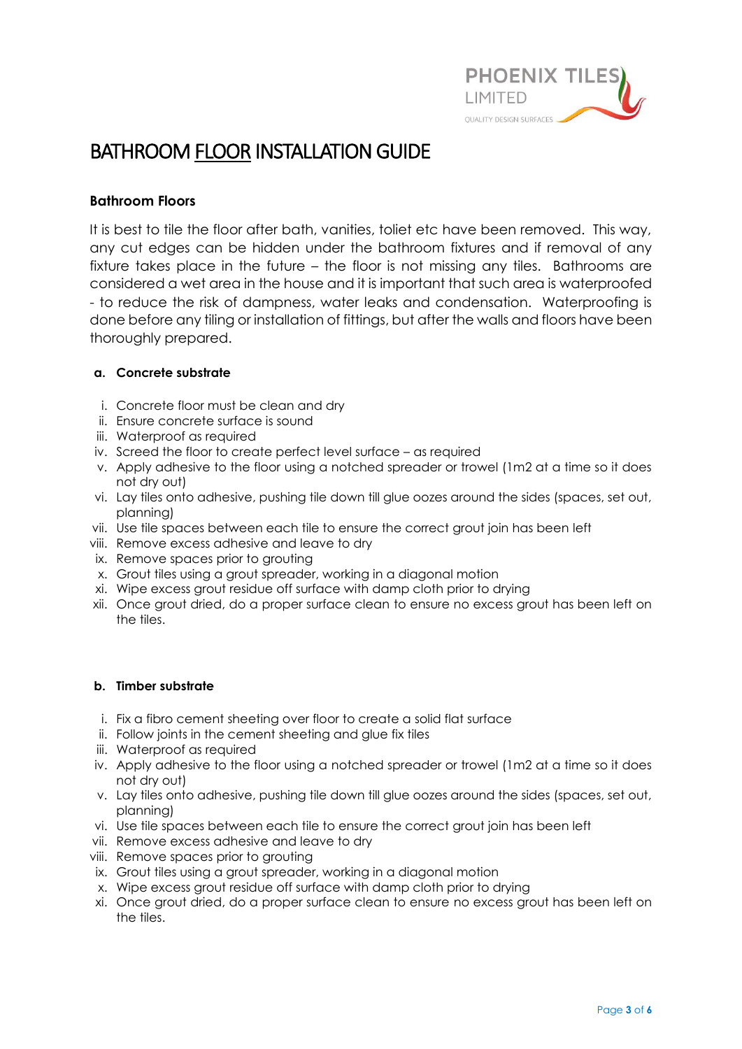# BATHROOM <u>FLOOR</u> INSTALLATION GUIDE

**Bathroom Floors**

It is best to tile the floor after bath, vanities, toliet etc have been removed. This way, any cut edges can be hidden under the bathroom fixtures and if removal of any fixture takes place in the future – the floor is not missing any tiles. Bathrooms are considered a wet area in the house and it is important that such area is waterproofed - to reduce the risk of dampness, water leaks and condensation. Waterproofing is done before any tiling or installation of fittings, but after the walls and floors have been thoroughly prepared.

**a. Concrete substrate**

i. Concrete floor must be clean and dry
ii. Ensure concrete surface is sound
iii. Waterproof as required
iv. Screed the floor to create perfect level surface – as required
v. Apply adhesive to the floor using a notched spreader or trowel (1m2 at a time so it does not dry out)
vi. Lay tiles onto adhesive, pushing tile down till glue oozes around the sides (spaces, set out, planning)
vii. Use tile spaces between each tile to ensure the correct grout join has been left
viii. Remove excess adhesive and leave to dry
ix. Remove spaces prior to grouting
x. Grout tiles using a grout spreader, working in a diagonal motion
xi. Wipe excess grout residue off surface with damp cloth prior to drying
xii. Once grout dried, do a proper surface clean to ensure no excess grout has been left on the tiles.

**b. Timber substrate**

i. Fix a fibro cement sheeting over floor to create a solid flat surface
ii. Follow joints in the cement sheeting and glue fix tiles
iii. Waterproof as required
iv. Apply adhesive to the floor using a notched spreader or trowel (1m2 at a time so it does not dry out)
v. Lay tiles onto adhesive, pushing tile down till glue oozes around the sides (spaces, set out, planning)
vi. Use tile spaces between each tile to ensure the correct grout join has been left
vii. Remove excess adhesive and leave to dry
viii. Remove spaces prior to grouting
ix. Grout tiles using a grout spreader, working in a diagonal motion
x. Wipe excess grout residue off surface with damp cloth prior to drying
xi. Once grout dried, do a proper surface clean to ensure no excess grout has been left on the tiles.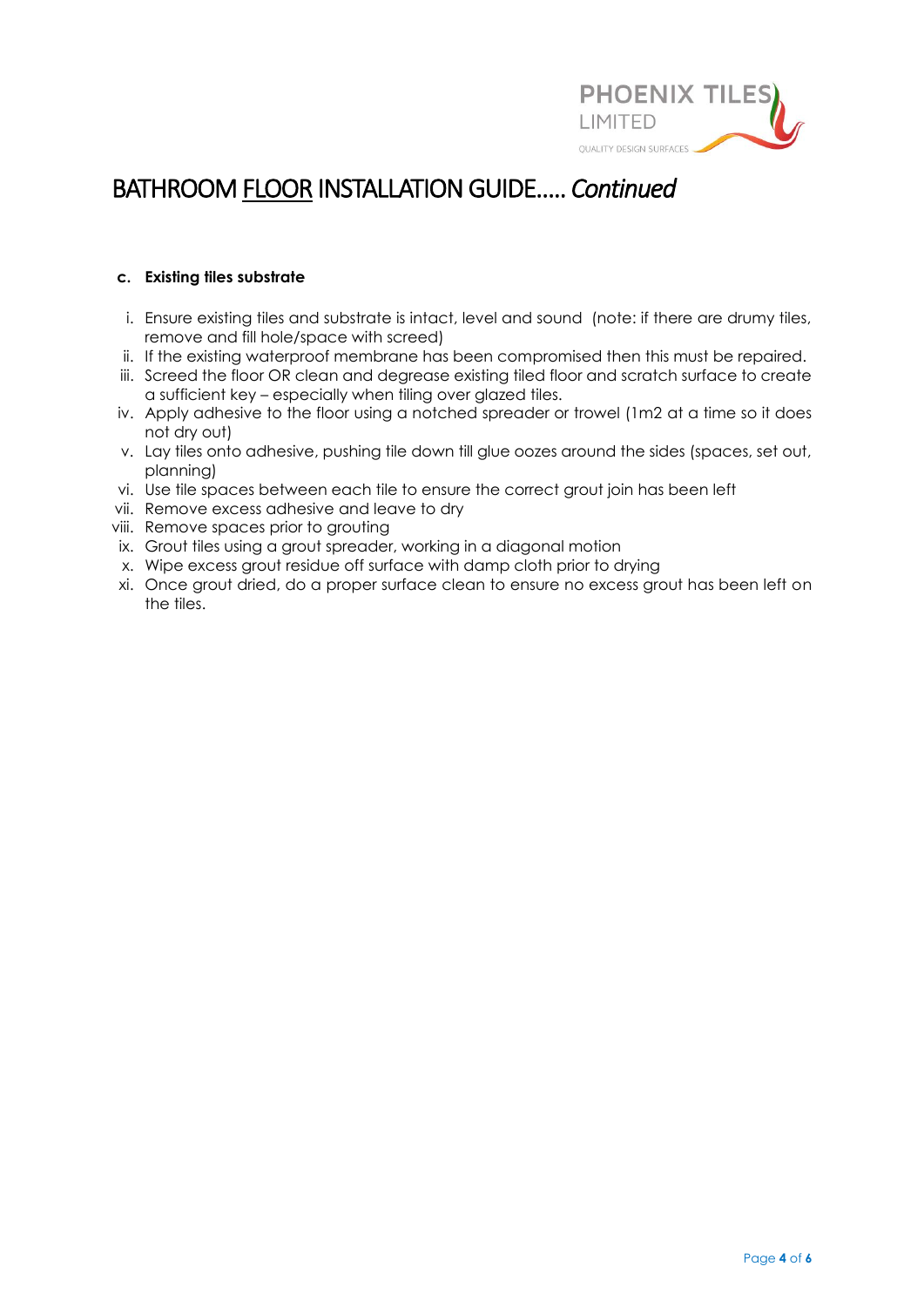# BATHROOM FLOOR INSTALLATION GUIDE..... *Continued*

**c. Existing tiles substrate**

i. Ensure existing tiles and substrate is intact, level and sound (note: if there are drumy tiles, remove and fill hole/space with screed)
ii. If the existing waterproof membrane has been compromised then this must be repaired.
iii. Screed the floor OR clean and degrease existing tiled floor and scratch surface to create a sufficient key – especially when tiling over glazed tiles.
iv. Apply adhesive to the floor using a notched spreader or trowel (1m2 at a time so it does not dry out)
v. Lay tiles onto adhesive, pushing tile down till glue oozes around the sides (spaces, set out, planning)
vi. Use tile spaces between each tile to ensure the correct grout join has been left
vii. Remove excess adhesive and leave to dry
viii. Remove spaces prior to grouting
ix. Grout tiles using a grout spreader, working in a diagonal motion
x. Wipe excess grout residue off surface with damp cloth prior to drying
xi. Once grout dried, do a proper surface clean to ensure no excess grout has been left on the tiles.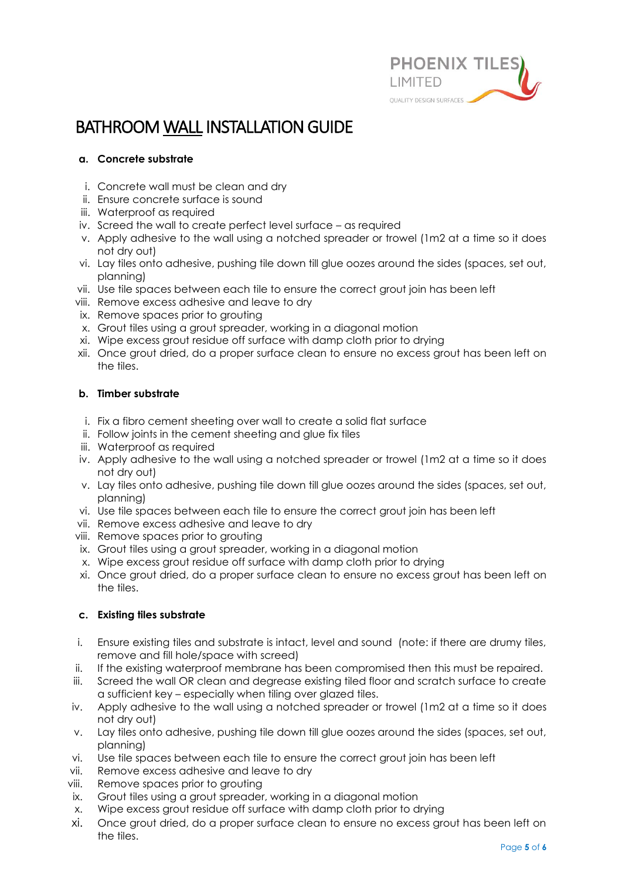PHOENIX TILES LIMITED

QUALITY DESIGN SURFACES

# BATHROOM WALL INSTALLATION GUIDE

**a. Concrete substrate**

i. Concrete wall must be clean and dry
ii. Ensure concrete surface is sound
iii. Waterproof as required
iv. Screed the wall to create perfect level surface – as required
v. Apply adhesive to the wall using a notched spreader or trowel (1m2 at a time so it does not dry out)
vi. Lay tiles onto adhesive, pushing tile down till glue oozes around the sides (spaces, set out, planning)
vii. Use tile spaces between each tile to ensure the correct grout join has been left
viii. Remove excess adhesive and leave to dry
ix. Remove spaces prior to grouting
x. Grout tiles using a grout spreader, working in a diagonal motion
xi. Wipe excess grout residue off surface with damp cloth prior to drying
xii. Once grout dried, do a proper surface clean to ensure no excess grout has been left on the tiles.

**b. Timber substrate**

i. Fix a fibro cement sheeting over wall to create a solid flat surface
ii. Follow joints in the cement sheeting and glue fix tiles
iii. Waterproof as required
iv. Apply adhesive to the wall using a notched spreader or trowel (1m2 at a time so it does not dry out)
v. Lay tiles onto adhesive, pushing tile down till glue oozes around the sides (spaces, set out, planning)
vi. Use tile spaces between each tile to ensure the correct grout join has been left
vii. Remove excess adhesive and leave to dry
viii. Remove spaces prior to grouting
ix. Grout tiles using a grout spreader, working in a diagonal motion
x. Wipe excess grout residue off surface with damp cloth prior to drying
xi. Once grout dried, do a proper surface clean to ensure no excess grout has been left on the tiles.

**c. Existing tiles substrate**

i. Ensure existing tiles and substrate is intact, level and sound (note: if there are drumy tiles, remove and fill hole/space with screed)
ii. If the existing waterproof membrane has been compromised then this must be repaired.
iii. Screed the wall OR clean and degrease existing tiled floor and scratch surface to create a sufficient key – especially when tiling over glazed tiles.
iv. Apply adhesive to the wall using a notched spreader or trowel (1m2 at a time so it does not dry out)
v. Lay tiles onto adhesive, pushing tile down till glue oozes around the sides (spaces, set out, planning)
vi. Use tile spaces between each tile to ensure the correct grout join has been left
vii. Remove excess adhesive and leave to dry
viii. Remove spaces prior to grouting
ix. Grout tiles using a grout spreader, working in a diagonal motion
x. Wipe excess grout residue off surface with damp cloth prior to drying
xi. Once grout dried, do a proper surface clean to ensure no excess grout has been left on the tiles.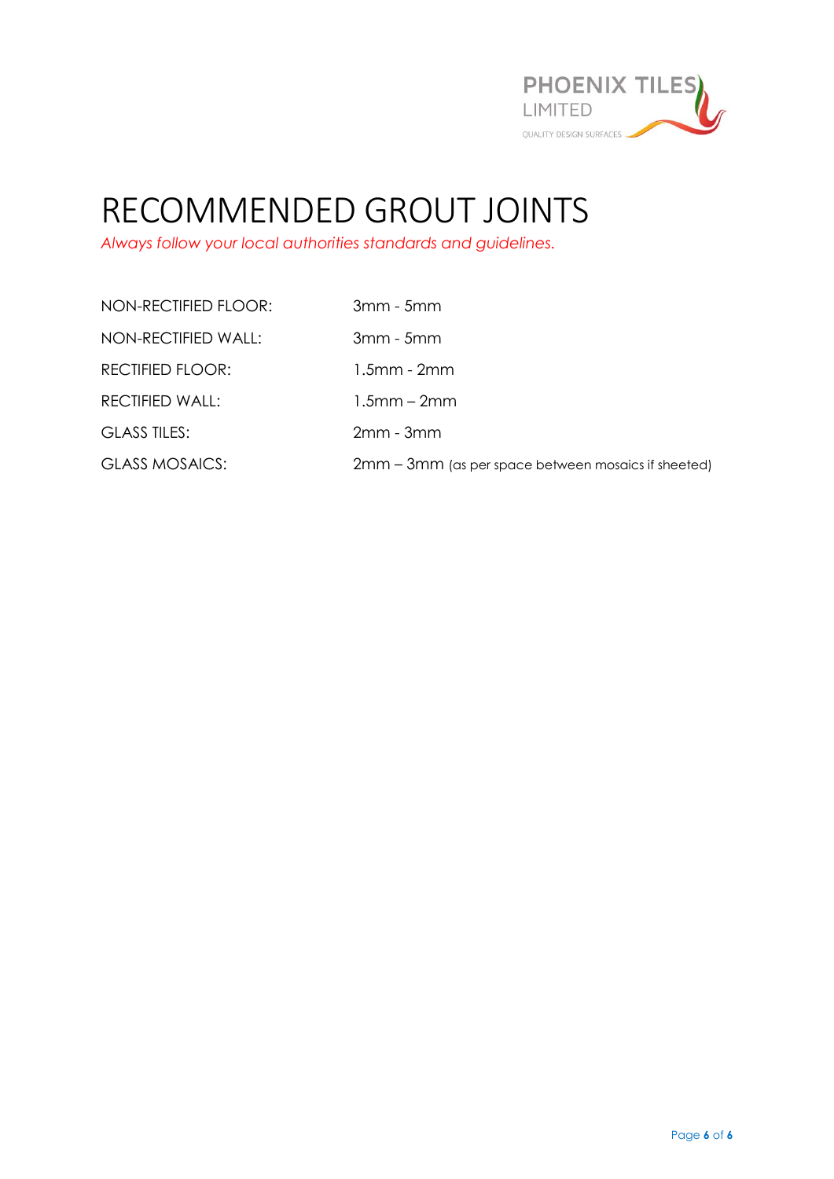# RECOMMENDED GROUT JOINTS

*Always follow your local authorities standards and guidelines.*

| | |
|---|---|
| NON-RECTIFIED FLOOR: | 3mm - 5mm |
| NON-RECTIFIED WALL: | 3mm - 5mm |
| RECTIFIED FLOOR: | 1.5mm - 2mm |
| RECTIFIED WALL: | 1.5mm – 2mm |
| GLASS TILES: | 2mm - 3mm |
| GLASS MOSAICS: | 2mm – 3mm (as per space between mosaics if sheeted) |